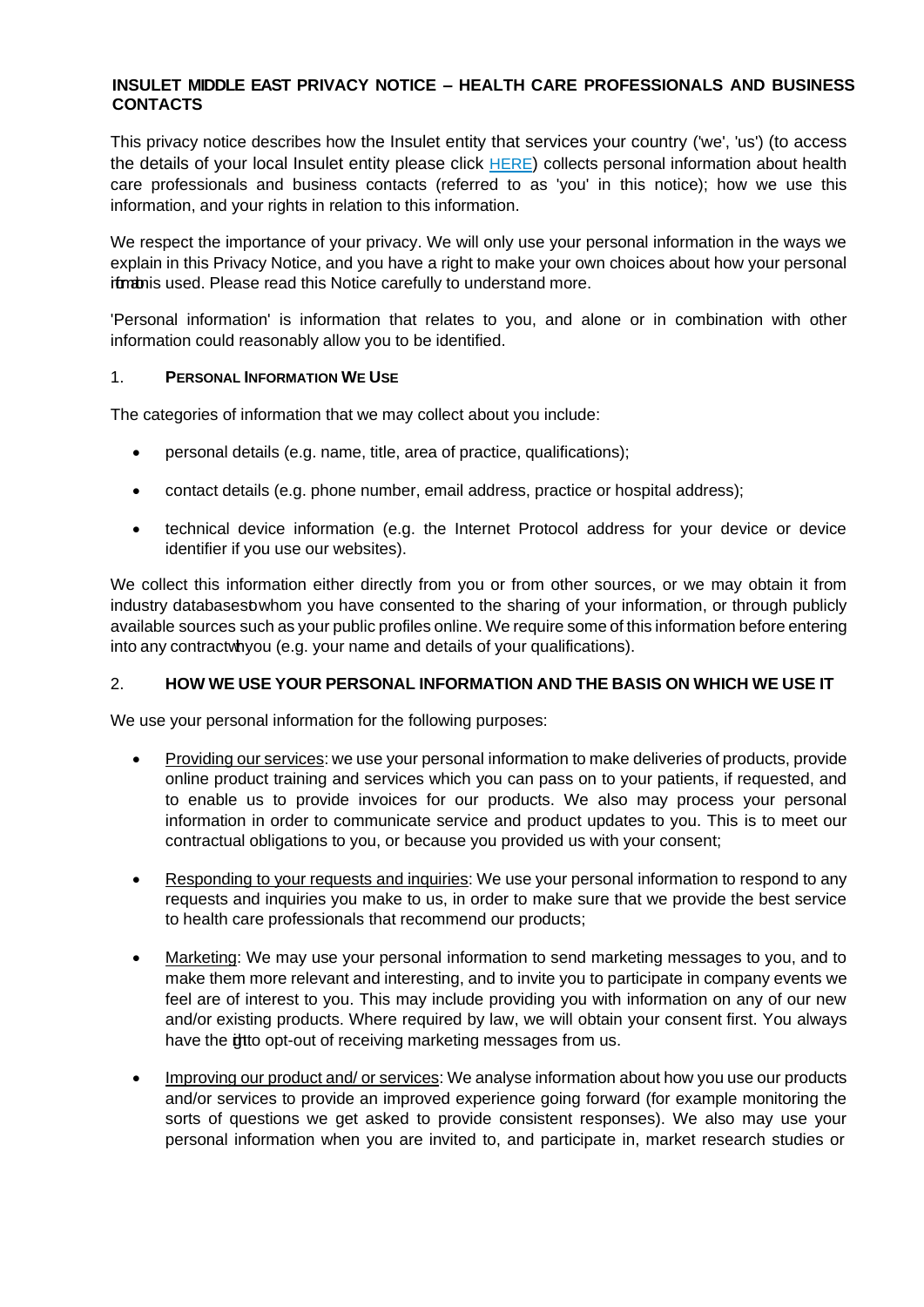**INSULET MIDDLE EAST PRIVACY NOTICE – HEALTH CARE PROFESSIONALS AND BUSINESS CONTACTS**

This privacy notice describes how the Insulet entity that services your country ('we', 'us') (to access the details of your local Insulet entity please click HERE) collects personal information about health care professionals and business contacts (referred to as 'you' in this notice); how we use this information, and your rights in relation to this information.

We respect the importance of your privacy. We will only use your personal information in the ways we explain in this Privacy Notice, and you have a right to make your own choices about how your personal information is used. Please read this Notice carefully to understand more.

'Personal information' is information that relates to you, and alone or in combination with other information could reasonably allow you to be identified.

## 1. PERSONAL INFORMATION WE USE

The categories of information that we may collect about you include:

- personal details (e.g. name, title, area of practice, qualifications);
- contact details (e.g. phone number, email address, practice or hospital address);
- technical device information (e.g. the Internet Protocol address for your device or device identifier if you use our websites).

We collect this information either directly from you or from other sources, or we may obtain it from industry databases to whom you have consented to the sharing of your information, or through publicly available sources such as your public profiles online. We require some of this information before entering into any contract with you (e.g. your name and details of your qualifications).

## 2. HOW WE USE YOUR PERSONAL INFORMATION AND THE BASIS ON WHICH WE USE IT

We use your personal information for the following purposes:

- Providing our services: we use your personal information to make deliveries of products, provide online product training and services which you can pass on to your patients, if requested, and to enable us to provide invoices for our products. We also may process your personal information in order to communicate service and product updates to you. This is to meet our contractual obligations to you, or because you provided us with your consent;
- Responding to your requests and inquiries: We use your personal information to respond to any requests and inquiries you make to us, in order to make sure that we provide the best service to health care professionals that recommend our products;
- Marketing: We may use your personal information to send marketing messages to you, and to make them more relevant and interesting, and to invite you to participate in company events we feel are of interest to you. This may include providing you with information on any of our new and/or existing products. Where required by law, we will obtain your consent first. You always have the right to opt-out of receiving marketing messages from us.
- Improving our product and/ or services: We analyse information about how you use our products and/or services to provide an improved experience going forward (for example monitoring the sorts of questions we get asked to provide consistent responses). We also may use your personal information when you are invited to, and participate in, market research studies or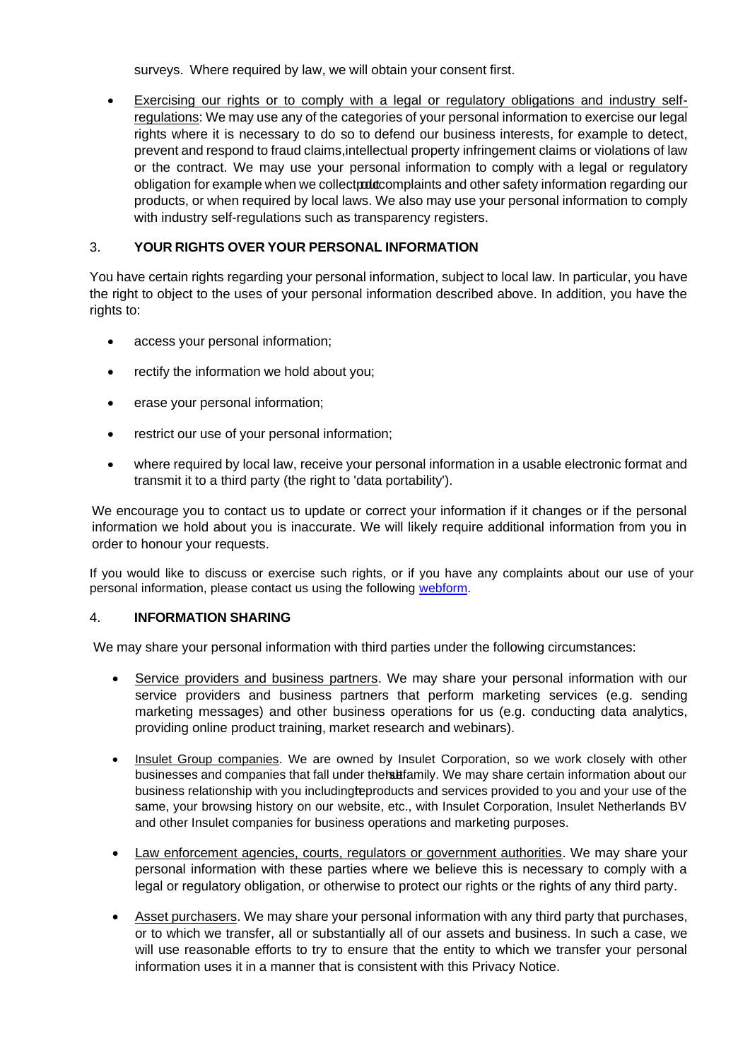surveys. Where required by law, we will obtain your consent first.

- Exercising our rights or to comply with a legal or regulatory obligations and industry self-regulations: We may use any of the categories of your personal information to exercise our legal rights where it is necessary to do so to defend our business interests, for example to detect, prevent and respond to fraud claims, intellectual property infringement claims or violations of law or the contract. We may use your personal information to comply with a legal or regulatory obligation for example when we collect product complaints and other safety information regarding our products, or when required by local laws. We also may use your personal information to comply with industry self-regulations such as transparency registers.

## 3. YOUR RIGHTS OVER YOUR PERSONAL INFORMATION

You have certain rights regarding your personal information, subject to local law. In particular, you have the right to object to the uses of your personal information described above. In addition, you have the rights to:

- access your personal information;
- rectify the information we hold about you;
- erase your personal information;
- restrict our use of your personal information;
- where required by local law, receive your personal information in a usable electronic format and transmit it to a third party (the right to 'data portability').

We encourage you to contact us to update or correct your information if it changes or if the personal information we hold about you is inaccurate. We will likely require additional information from you in order to honour your requests.

If you would like to discuss or exercise such rights, or if you have any complaints about our use of your personal information, please contact us using the following webform.

## 4. INFORMATION SHARING

We may share your personal information with third parties under the following circumstances:

- Service providers and business partners. We may share your personal information with our service providers and business partners that perform marketing services (e.g. sending marketing messages) and other business operations for us (e.g. conducting data analytics, providing online product training, market research and webinars).
- Insulet Group companies. We are owned by Insulet Corporation, so we work closely with other businesses and companies that fall under the Insulet family. We may share certain information about our business relationship with you including the products and services provided to you and your use of the same, your browsing history on our website, etc., with Insulet Corporation, Insulet Netherlands BV and other Insulet companies for business operations and marketing purposes.
- Law enforcement agencies, courts, regulators or government authorities. We may share your personal information with these parties where we believe this is necessary to comply with a legal or regulatory obligation, or otherwise to protect our rights or the rights of any third party.
- Asset purchasers. We may share your personal information with any third party that purchases, or to which we transfer, all or substantially all of our assets and business. In such a case, we will use reasonable efforts to try to ensure that the entity to which we transfer your personal information uses it in a manner that is consistent with this Privacy Notice.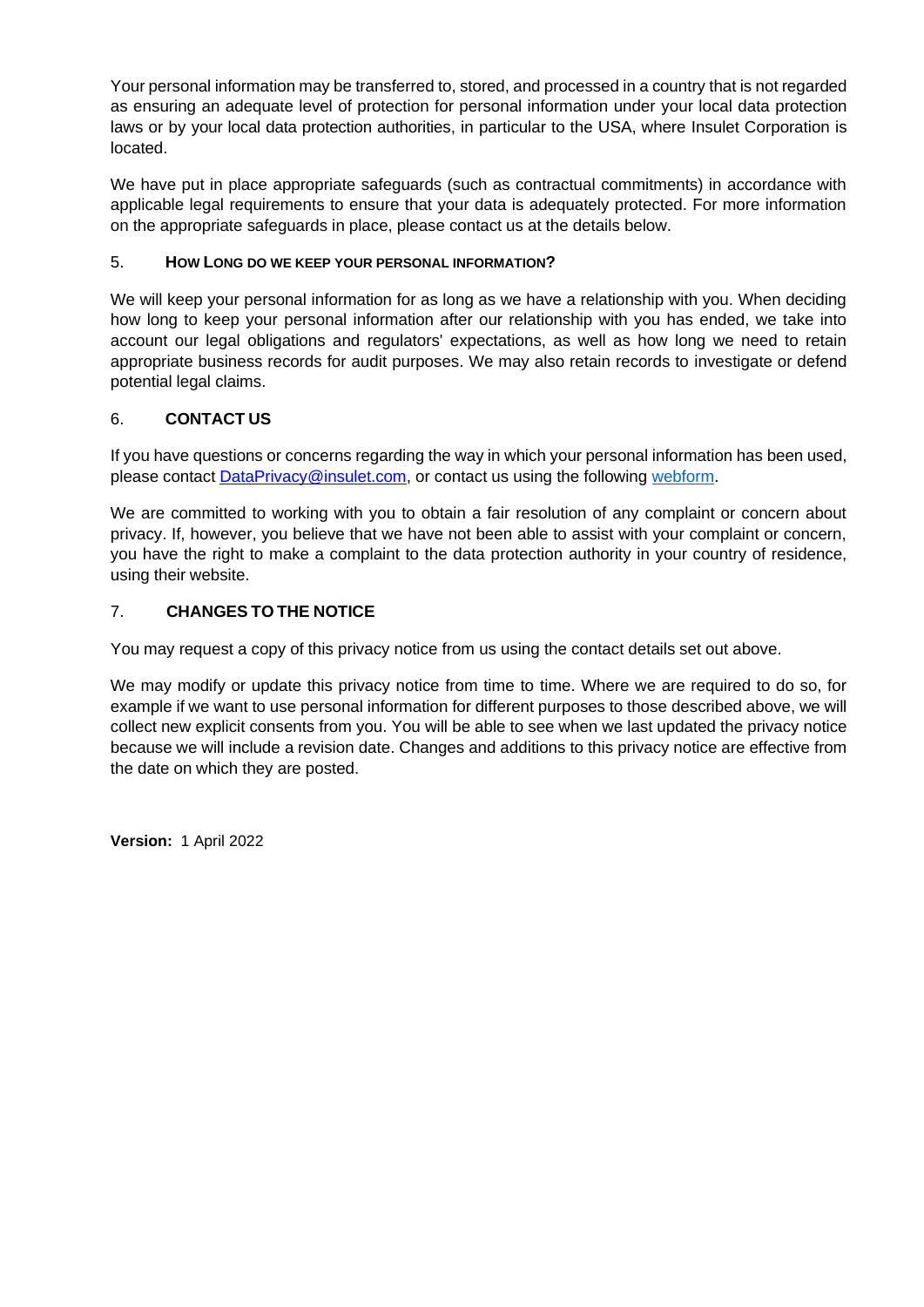Your personal information may be transferred to, stored, and processed in a country that is not regarded as ensuring an adequate level of protection for personal information under your local data protection laws or by your local data protection authorities, in particular to the USA, where Insulet Corporation is located.

We have put in place appropriate safeguards (such as contractual commitments) in accordance with applicable legal requirements to ensure that your data is adequately protected. For more information on the appropriate safeguards in place, please contact us at the details below.

## 5. HOW LONG DO WE KEEP YOUR PERSONAL INFORMATION?

We will keep your personal information for as long as we have a relationship with you. When deciding how long to keep your personal information after our relationship with you has ended, we take into account our legal obligations and regulators' expectations, as well as how long we need to retain appropriate business records for audit purposes. We may also retain records to investigate or defend potential legal claims.

## 6. CONTACT US

If you have questions or concerns regarding the way in which your personal information has been used, please contact DataPrivacy@insulet.com, or contact us using the following webform.

We are committed to working with you to obtain a fair resolution of any complaint or concern about privacy. If, however, you believe that we have not been able to assist with your complaint or concern, you have the right to make a complaint to the data protection authority in your country of residence, using their website.

## 7. CHANGES TO THE NOTICE

You may request a copy of this privacy notice from us using the contact details set out above.

We may modify or update this privacy notice from time to time. Where we are required to do so, for example if we want to use personal information for different purposes to those described above, we will collect new explicit consents from you. You will be able to see when we last updated the privacy notice because we will include a revision date. Changes and additions to this privacy notice are effective from the date on which they are posted.

**Version:** 1 April 2022